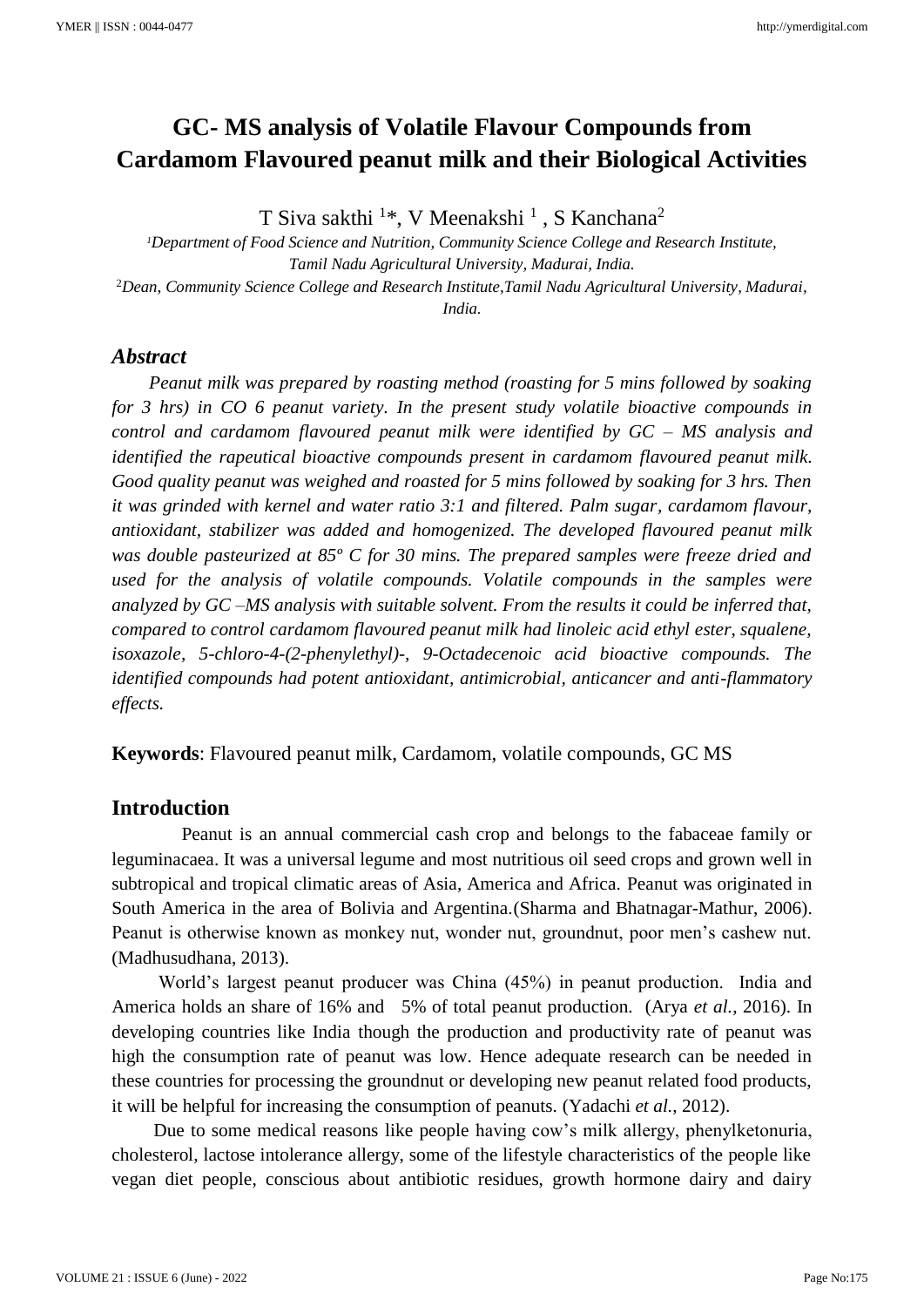# GC- MS analysis of Volatile Flavour Compounds from Cardamom Flavoured peanut milk and their Biological Activities

T Siva sakthi [1]*, V Meenakshi [1] , S Kanchana[2]

[1]Department of Food Science and Nutrition, Community Science College and Research Institute, Tamil Nadu Agricultural University, Madurai, India.

[2]Dean, Community Science College and Research Institute,Tamil Nadu Agricultural University, Madurai, India.

## Abstract

*Peanut milk was prepared by roasting method (roasting for 5 mins followed by soaking for 3 hrs) in CO 6 peanut variety. In the present study volatile bioactive compounds in control and cardamom flavoured peanut milk were identified by GC – MS analysis and identified the rapeutical bioactive compounds present in cardamom flavoured peanut milk. Good quality peanut was weighed and roasted for 5 mins followed by soaking for 3 hrs. Then it was grinded with kernel and water ratio 3:1 and filtered. Palm sugar, cardamom flavour, antioxidant, stabilizer was added and homogenized. The developed flavoured peanut milk was double pasteurized at 85º C for 30 mins. The prepared samples were freeze dried and used for the analysis of volatile compounds. Volatile compounds in the samples were analyzed by GC –MS analysis with suitable solvent. From the results it could be inferred that, compared to control cardamom flavoured peanut milk had linoleic acid ethyl ester, squalene, isoxazole, 5-chloro-4-(2-phenylethyl)-, 9-Octadecenoic acid bioactive compounds. The identified compounds had potent antioxidant, antimicrobial, anticancer and anti-flammatory effects.*

**Keywords**: Flavoured peanut milk, Cardamom, volatile compounds, GC MS

## Introduction

Peanut is an annual commercial cash crop and belongs to the fabaceae family or leguminacaea. It was a universal legume and most nutritious oil seed crops and grown well in subtropical and tropical climatic areas of Asia, America and Africa. Peanut was originated in South America in the area of Bolivia and Argentina.(Sharma and Bhatnagar-Mathur, 2006). Peanut is otherwise known as monkey nut, wonder nut, groundnut, poor men's cashew nut. (Madhusudhana, 2013).

World's largest peanut producer was China (45%) in peanut production. India and America holds an share of 16% and 5% of total peanut production. (Arya *et al.*, 2016). In developing countries like India though the production and productivity rate of peanut was high the consumption rate of peanut was low. Hence adequate research can be needed in these countries for processing the groundnut or developing new peanut related food products, it will be helpful for increasing the consumption of peanuts. (Yadachi *et al.*, 2012).

Due to some medical reasons like people having cow's milk allergy, phenylketonuria, cholesterol, lactose intolerance allergy, some of the lifestyle characteristics of the people like vegan diet people, conscious about antibiotic residues, growth hormone dairy and dairy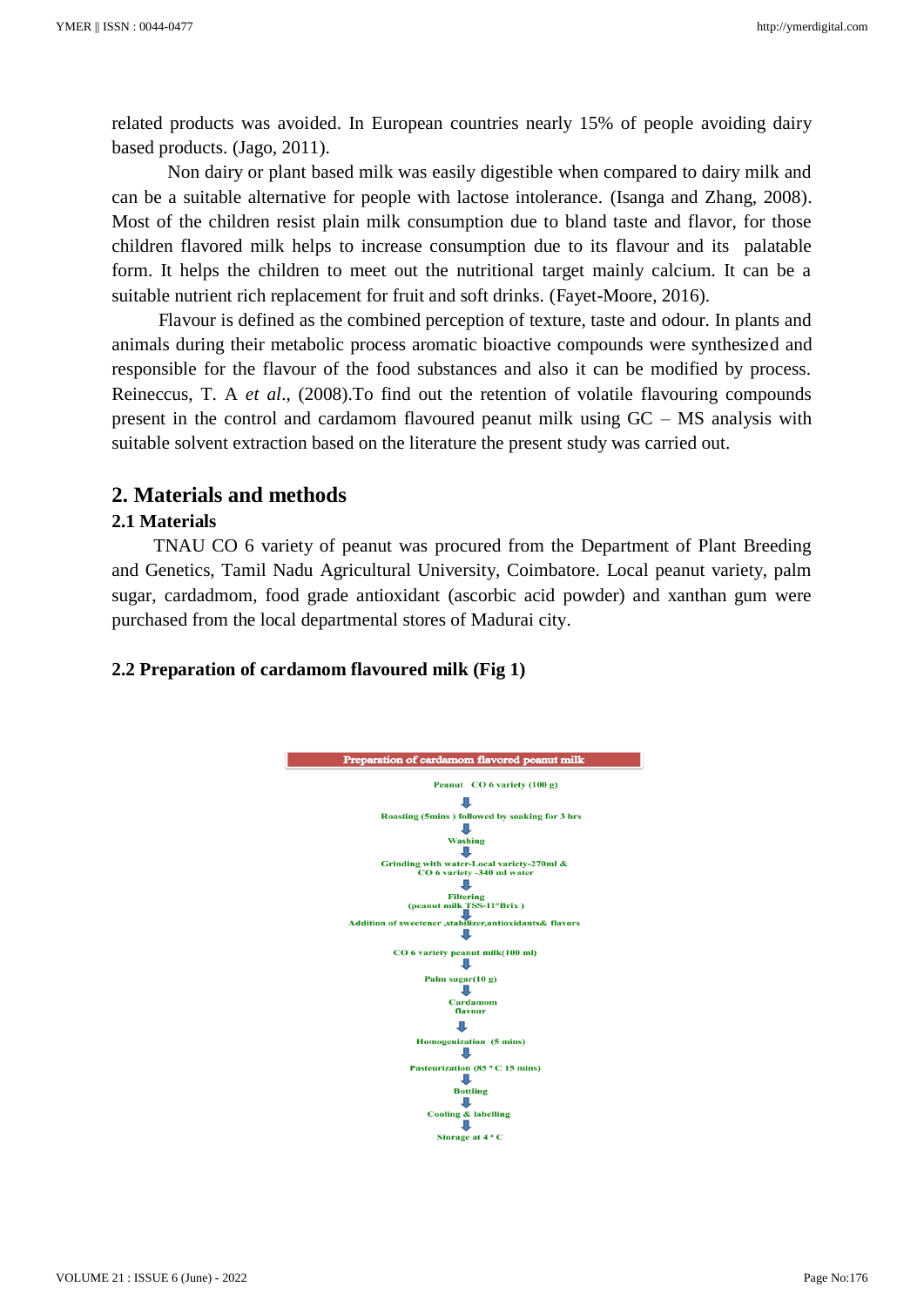related products was avoided. In European countries nearly 15% of people avoiding dairy based products. (Jago, 2011).

Non dairy or plant based milk was easily digestible when compared to dairy milk and can be a suitable alternative for people with lactose intolerance. (Isanga and Zhang, 2008). Most of the children resist plain milk consumption due to bland taste and flavor, for those children flavored milk helps to increase consumption due to its flavour and its palatable form. It helps the children to meet out the nutritional target mainly calcium. It can be a suitable nutrient rich replacement for fruit and soft drinks. (Fayet-Moore, 2016).

Flavour is defined as the combined perception of texture, taste and odour. In plants and animals during their metabolic process aromatic bioactive compounds were synthesized and responsible for the flavour of the food substances and also it can be modified by process. Reineccus, T. A *et al*., (2008).To find out the retention of volatile flavouring compounds present in the control and cardamom flavoured peanut milk using GC – MS analysis with suitable solvent extraction based on the literature the present study was carried out.

## 2. Materials and methods

### 2.1 Materials

TNAU CO 6 variety of peanut was procured from the Department of Plant Breeding and Genetics, Tamil Nadu Agricultural University, Coimbatore. Local peanut variety, palm sugar, cardadmom, food grade antioxidant (ascorbic acid powder) and xanthan gum were purchased from the local departmental stores of Madurai city.

### 2.2 Preparation of cardamom flavoured milk (Fig 1)

**Preparation of cardamom flavored peanut milk**

Peanut CO 6 variety (100 g)
↓
Roasting (5mins ) followed by soaking for 3 hrs
↓
Washing
↓
Grinding with water-Local variety-270ml & CO 6 variety -340 ml water
↓
Filtering (peanut milk TSS-11°Brix )
↓
Addition of sweetener ,stabilizer,antioxidants& flavors
↓
CO 6 variety peanut milk(100 ml)
↓
Palm sugar(10 g)
↓
Cardamom flavour
↓
Homogenization (5 mins)
↓
Pasteurization (85 °C 15 mins)
↓
Bottling
↓
Cooling & labelling
↓
Storage at 4 °C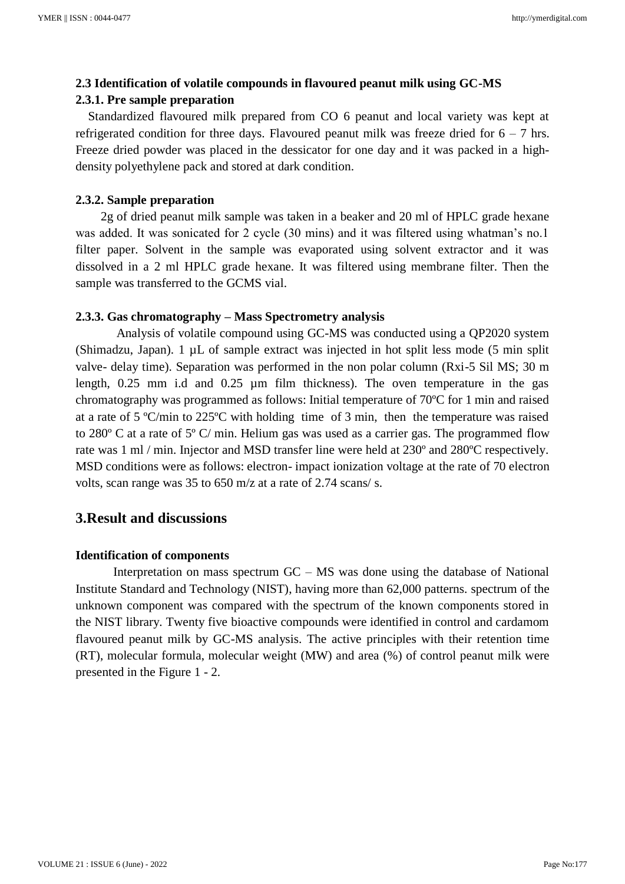### 2.3 Identification of volatile compounds in flavoured peanut milk using GC-MS

#### 2.3.1. Pre sample preparation

Standardized flavoured milk prepared from CO 6 peanut and local variety was kept at refrigerated condition for three days. Flavoured peanut milk was freeze dried for 6 – 7 hrs. Freeze dried powder was placed in the dessicator for one day and it was packed in a high-density polyethylene pack and stored at dark condition.

#### 2.3.2. Sample preparation

2g of dried peanut milk sample was taken in a beaker and 20 ml of HPLC grade hexane was added. It was sonicated for 2 cycle (30 mins) and it was filtered using whatman's no.1 filter paper. Solvent in the sample was evaporated using solvent extractor and it was dissolved in a 2 ml HPLC grade hexane. It was filtered using membrane filter. Then the sample was transferred to the GCMS vial.

#### 2.3.3. Gas chromatography – Mass Spectrometry analysis

Analysis of volatile compound using GC-MS was conducted using a QP2020 system (Shimadzu, Japan). 1 µL of sample extract was injected in hot split less mode (5 min split valve- delay time). Separation was performed in the non polar column (Rxi-5 Sil MS; 30 m length, 0.25 mm i.d and 0.25 µm film thickness). The oven temperature in the gas chromatography was programmed as follows: Initial temperature of 70ºC for 1 min and raised at a rate of 5 ºC/min to 225ºC with holding time of 3 min, then the temperature was raised to 280º C at a rate of 5º C/ min. Helium gas was used as a carrier gas. The programmed flow rate was 1 ml / min. Injector and MSD transfer line were held at 230º and 280ºC respectively. MSD conditions were as follows: electron- impact ionization voltage at the rate of 70 electron volts, scan range was 35 to 650 m/z at a rate of 2.74 scans/ s.

## 3.Result and discussions

#### Identification of components

Interpretation on mass spectrum GC – MS was done using the database of National Institute Standard and Technology (NIST), having more than 62,000 patterns. spectrum of the unknown component was compared with the spectrum of the known components stored in the NIST library. Twenty five bioactive compounds were identified in control and cardamom flavoured peanut milk by GC-MS analysis. The active principles with their retention time (RT), molecular formula, molecular weight (MW) and area (%) of control peanut milk were presented in the Figure 1 - 2.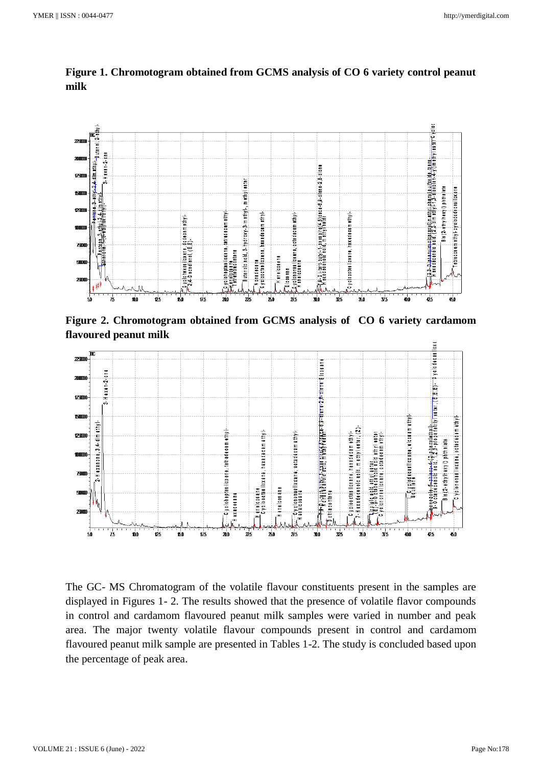**Figure 1. Chromotogram obtained from GCMS analysis of CO 6 variety control peanut milk**

**Figure 2. Chromotogram obtained from GCMS analysis of CO 6 variety cardamom flavoured peanut milk**

The GC- MS Chromatogram of the volatile flavour constituents present in the samples are displayed in Figures 1- 2. The results showed that the presence of volatile flavor compounds in control and cardamom flavoured peanut milk samples were varied in number and peak area. The major twenty volatile flavour compounds present in control and cardamom flavoured peanut milk sample are presented in Tables 1-2. The study is concluded based upon the percentage of peak area.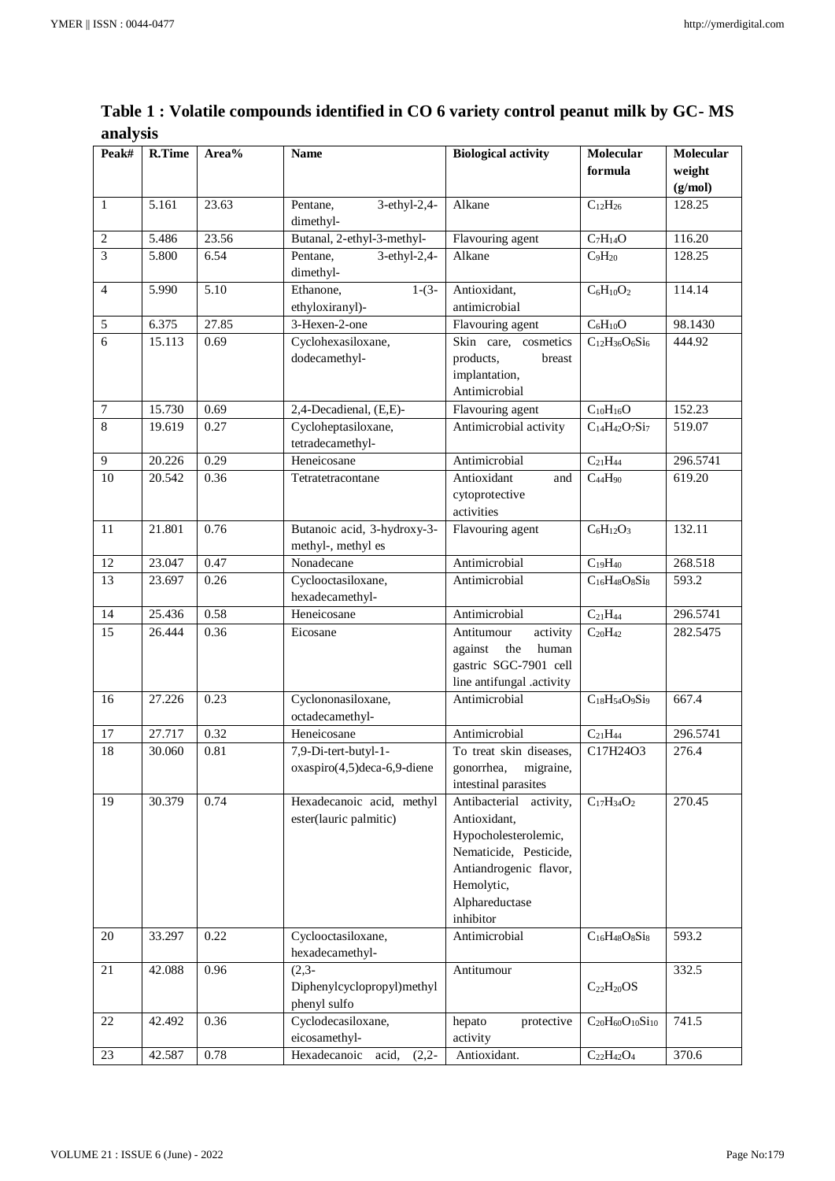**Table 1 : Volatile compounds identified in CO 6 variety control peanut milk by GC- MS analysis**

| Peak# | R.Time | Area% | Name | Biological activity | Molecular formula | Molecular weight (g/mol) |
|---|---|---|---|---|---|---|
| 1 | 5.161 | 23.63 | Pentane, 3-ethyl-2,4-dimethyl- | Alkane | $C_{12}H_{26}$ | 128.25 |
| 2 | 5.486 | 23.56 | Butanal, 2-ethyl-3-methyl- | Flavouring agent | $C_7H_{14}O$ | 116.20 |
| 3 | 5.800 | 6.54 | Pentane, 3-ethyl-2,4-dimethyl- | Alkane | $C_9H_{20}$ | 128.25 |
| 4 | 5.990 | 5.10 | Ethanone, 1-(3-ethyloxiranyl)- | Antioxidant, antimicrobial | $C_6H_{10}O_2$ | 114.14 |
| 5 | 6.375 | 27.85 | 3-Hexen-2-one | Flavouring agent | $C_6H_{10}O$ | 98.1430 |
| 6 | 15.113 | 0.69 | Cyclohexasiloxane, dodecamethyl- | Skin care, cosmetics products, breast implantation, Antimicrobial | $C_{12}H_{36}O_6Si_6$ | 444.92 |
| 7 | 15.730 | 0.69 | 2,4-Decadienal, (E,E)- | Flavouring agent | $C_{10}H_{16}O$ | 152.23 |
| 8 | 19.619 | 0.27 | Cycloheptasiloxane, tetradecamethyl- | Antimicrobial activity | $C_{14}H_{42}O_7Si_7$ | 519.07 |
| 9 | 20.226 | 0.29 | Heneicosane | Antimicrobial | $C_{21}H_{44}$ | 296.5741 |
| 10 | 20.542 | 0.36 | Tetratetracontane | Antioxidant and cytoprotective activities | $C_{44}H_{90}$ | 619.20 |
| 11 | 21.801 | 0.76 | Butanoic acid, 3-hydroxy-3-methyl-, methyl es | Flavouring agent | $C_6H_{12}O_3$ | 132.11 |
| 12 | 23.047 | 0.47 | Nonadecane | Antimicrobial | $C_{19}H_{40}$ | 268.518 |
| 13 | 23.697 | 0.26 | Cyclooctasiloxane, hexadecamethyl- | Antimicrobial | $C_{16}H_{48}O_8Si_8$ | 593.2 |
| 14 | 25.436 | 0.58 | Heneicosane | Antimicrobial | $C_{21}H_{44}$ | 296.5741 |
| 15 | 26.444 | 0.36 | Eicosane | Antitumour activity against the human gastric SGC-7901 cell line antifungal .activity | $C_{20}H_{42}$ | 282.5475 |
| 16 | 27.226 | 0.23 | Cyclononasiloxane, octadecamethyl- | Antimicrobial | $C_{18}H_{54}O_9Si_9$ | 667.4 |
| 17 | 27.717 | 0.32 | Heneicosane | Antimicrobial | $C_{21}H_{44}$ | 296.5741 |
| 18 | 30.060 | 0.81 | 7,9-Di-tert-butyl-1-oxaspiro(4,5)deca-6,9-diene | To treat skin diseases, gonorrhea, migraine, intestinal parasites | C17H24O3 | 276.4 |
| 19 | 30.379 | 0.74 | Hexadecanoic acid, methyl ester(lauric palmitic) | Antibacterial activity, Antioxidant, Hypocholesterolemic, Nematicide, Pesticide, Antiandrogenic flavor, Hemolytic, Alphareductase inhibitor | $C_{17}H_{34}O_2$ | 270.45 |
| 20 | 33.297 | 0.22 | Cyclooctasiloxane, hexadecamethyl- | Antimicrobial | $C_{16}H_{48}O_8Si_8$ | 593.2 |
| 21 | 42.088 | 0.96 | (2,3-Diphenylcyclopropyl)methyl phenyl sulfo | Antitumour | $C_{22}H_{20}OS$ | 332.5 |
| 22 | 42.492 | 0.36 | Cyclodecasiloxane, eicosamethyl- | hepato protective activity | $C_{20}H_{60}O_{10}Si_{10}$ | 741.5 |
| 23 | 42.587 | 0.78 | Hexadecanoic acid, (2,2- | Antioxidant. | $C_{22}H_{42}O_4$ | 370.6 |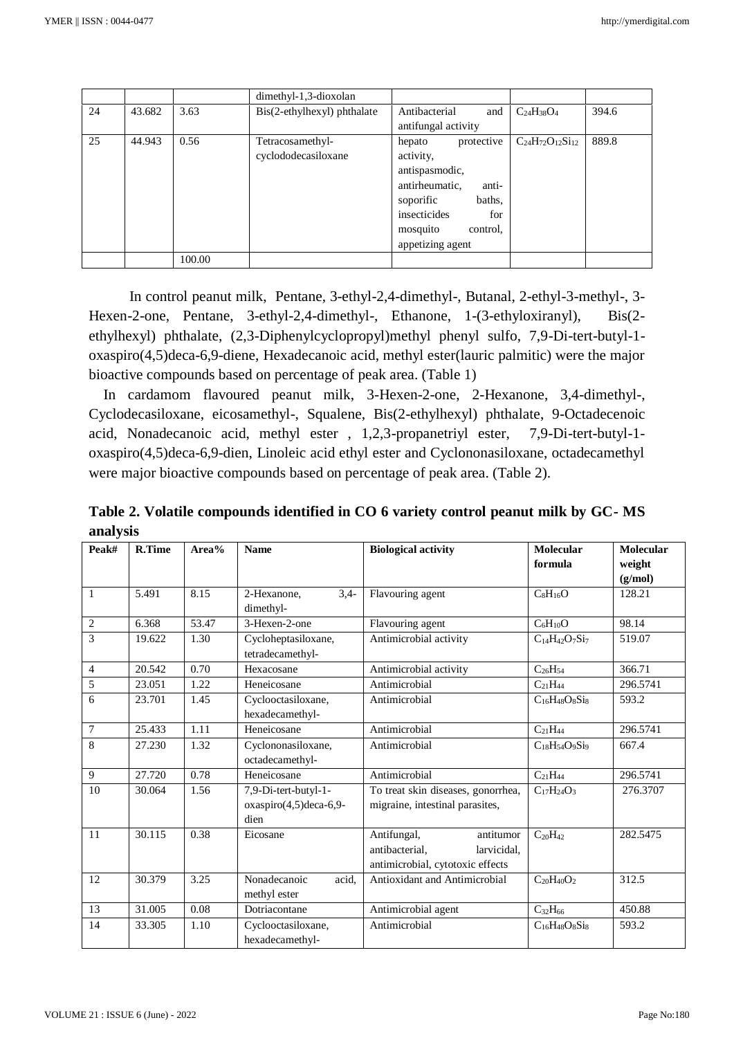|  |  |  | dimethyl-1,3-dioxolan |  |  |  |
|---|---|---|---|---|---|---|
| 24 | 43.682 | 3.63 | Bis(2-ethylhexyl) phthalate | Antibacterial and antifungal activity | $C_{24}H_{38}O_4$ | 394.6 |
| 25 | 44.943 | 0.56 | Tetracosamethyl-cyclododecasiloxane | hepato protective activity, antispasmodic, antirheumatic, anti-soporific baths, insecticides for mosquito control, appetizing agent | $C_{24}H_{72}O_{12}Si_{12}$ | 889.8 |
|  |  | 100.00 |  |  |  |  |

In control peanut milk, Pentane, 3-ethyl-2,4-dimethyl-, Butanal, 2-ethyl-3-methyl-, 3-Hexen-2-one, Pentane, 3-ethyl-2,4-dimethyl-, Ethanone, 1-(3-ethyloxiranyl), Bis(2-ethylhexyl) phthalate, (2,3-Diphenylcyclopropyl)methyl phenyl sulfo, 7,9-Di-tert-butyl-1-oxaspiro(4,5)deca-6,9-diene, Hexadecanoic acid, methyl ester(lauric palmitic) were the major bioactive compounds based on percentage of peak area. (Table 1)

In cardamom flavoured peanut milk, 3-Hexen-2-one, 2-Hexanone, 3,4-dimethyl-, Cyclodecasiloxane, eicosamethyl-, Squalene, Bis(2-ethylhexyl) phthalate, 9-Octadecenoic acid, Nonadecanoic acid, methyl ester , 1,2,3-propanetriyl ester, 7,9-Di-tert-butyl-1-oxaspiro(4,5)deca-6,9-dien, Linoleic acid ethyl ester and Cyclononasiloxane, octadecamethyl were major bioactive compounds based on percentage of peak area. (Table 2).

**Table 2. Volatile compounds identified in CO 6 variety control peanut milk by GC- MS analysis**

| Peak# | R.Time | Area% | Name | Biological activity | Molecular formula | Molecular weight (g/mol) |
|---|---|---|---|---|---|---|
| 1 | 5.491 | 8.15 | 2-Hexanone, 3,4-dimethyl- | Flavouring agent | $C_8H_{16}O$ | 128.21 |
| 2 | 6.368 | 53.47 | 3-Hexen-2-one | Flavouring agent | $C_6H_{10}O$ | 98.14 |
| 3 | 19.622 | 1.30 | Cycloheptasiloxane, tetradecamethyl- | Antimicrobial activity | $C_{14}H_{42}O_7Si_7$ | 519.07 |
| 4 | 20.542 | 0.70 | Hexacosane | Antimicrobial activity | $C_{26}H_{54}$ | 366.71 |
| 5 | 23.051 | 1.22 | Heneicosane | Antimicrobial | $C_{21}H_{44}$ | 296.5741 |
| 6 | 23.701 | 1.45 | Cyclooctasiloxane, hexadecamethyl- | Antimicrobial | $C_{16}H_{48}O_8Si_8$ | 593.2 |
| 7 | 25.433 | 1.11 | Heneicosane | Antimicrobial | $C_{21}H_{44}$ | 296.5741 |
| 8 | 27.230 | 1.32 | Cyclononasiloxane, octadecamethyl- | Antimicrobial | $C_{18}H_{54}O_9Si_9$ | 667.4 |
| 9 | 27.720 | 0.78 | Heneicosane | Antimicrobial | $C_{21}H_{44}$ | 296.5741 |
| 10 | 30.064 | 1.56 | 7,9-Di-tert-butyl-1-oxaspiro(4,5)deca-6,9-dien | To treat skin diseases, gonorrhea, migraine, intestinal parasites, | $C_{17}H_{24}O_3$ | 276.3707 |
| 11 | 30.115 | 0.38 | Eicosane | Antifungal, antitumor antibacterial, larvicidal, antimicrobial, cytotoxic effects | $C_{20}H_{42}$ | 282.5475 |
| 12 | 30.379 | 3.25 | Nonadecanoic acid, methyl ester | Antioxidant and Antimicrobial | $C_{20}H_{40}O_2$ | 312.5 |
| 13 | 31.005 | 0.08 | Dotriacontane | Antimicrobial agent | $C_{32}H_{66}$ | 450.88 |
| 14 | 33.305 | 1.10 | Cyclooctasiloxane, hexadecamethyl- | Antimicrobial | $C_{16}H_{48}O_8Si_8$ | 593.2 |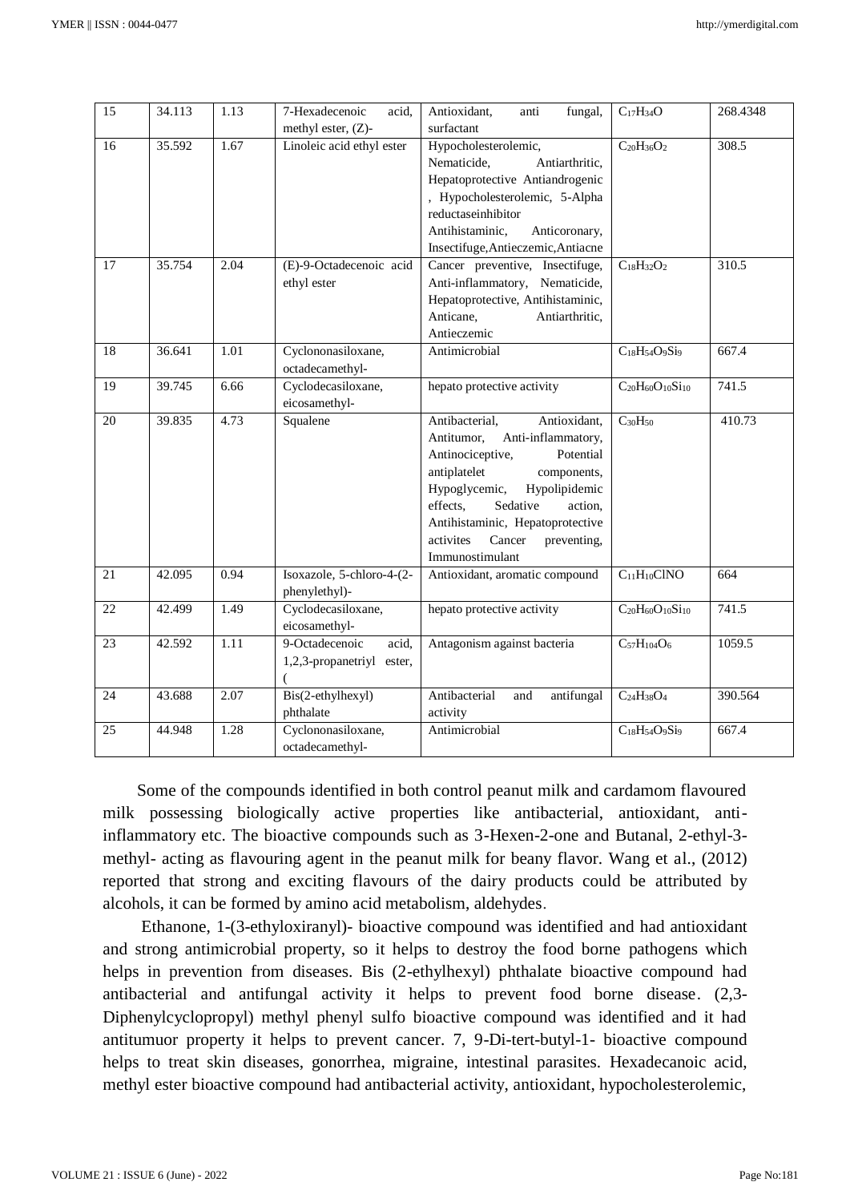| 15 | 34.113 | 1.13 | 7-Hexadecenoic acid, methyl ester, (Z)- | Antioxidant, anti fungal, surfactant | $C_{17}H_{34}O$ | 268.4348 |
|---|---|---|---|---|---|---|
| 16 | 35.592 | 1.67 | Linoleic acid ethyl ester | Hypocholesterolemic, Nematicide, Antiarthritic, Hepatoprotective Antiandrogenic , Hypocholesterolemic, 5-Alpha reductaseinhibitor Antihistaminic, Anticoronary, Insectifuge,Antieczemic,Antiacne | $C_{20}H_{36}O_2$ | 308.5 |
| 17 | 35.754 | 2.04 | (E)-9-Octadecenoic acid ethyl ester | Cancer preventive, Insectifuge, Anti-inflammatory, Nematicide, Hepatoprotective, Antihistaminic, Anticane, Antiarthritic, Antieczemic | $C_{18}H_{32}O_2$ | 310.5 |
| 18 | 36.641 | 1.01 | Cyclononasiloxane, octadecamethyl- | Antimicrobial | $C_{18}H_{54}O_9Si_9$ | 667.4 |
| 19 | 39.745 | 6.66 | Cyclodecasiloxane, eicosamethyl- | hepato protective activity | $C_{20}H_{60}O_{10}Si_{10}$ | 741.5 |
| 20 | 39.835 | 4.73 | Squalene | Antibacterial, Antioxidant, Antitumor, Anti-inflammatory, Antinociceptive, Potential antiplatelet components, Hypoglycemic, Hypolipidemic effects, Sedative action, Antihistaminic, Hepatoprotective activites Cancer preventing, Immunostimulant | $C_{30}H_{50}$ | 410.73 |
| 21 | 42.095 | 0.94 | Isoxazole, 5-chloro-4-(2-phenylethyl)- | Antioxidant, aromatic compound | $C_{11}H_{10}ClNO$ | 664 |
| 22 | 42.499 | 1.49 | Cyclodecasiloxane, eicosamethyl- | hepato protective activity | $C_{20}H_{60}O_{10}Si_{10}$ | 741.5 |
| 23 | 42.592 | 1.11 | 9-Octadecenoic acid, 1,2,3-propanetriyl ester, ( | Antagonism against bacteria | $C_{57}H_{104}O_6$ | 1059.5 |
| 24 | 43.688 | 2.07 | Bis(2-ethylhexyl) phthalate | Antibacterial and antifungal activity | $C_{24}H_{38}O_4$ | 390.564 |
| 25 | 44.948 | 1.28 | Cyclononasiloxane, octadecamethyl- | Antimicrobial | $C_{18}H_{54}O_9Si_9$ | 667.4 |

Some of the compounds identified in both control peanut milk and cardamom flavoured milk possessing biologically active properties like antibacterial, antioxidant, anti-inflammatory etc. The bioactive compounds such as 3-Hexen-2-one and Butanal, 2-ethyl-3-methyl- acting as flavouring agent in the peanut milk for beany flavor. Wang et al., (2012) reported that strong and exciting flavours of the dairy products could be attributed by alcohols, it can be formed by amino acid metabolism, aldehydes.

Ethanone, 1-(3-ethyloxiranyl)- bioactive compound was identified and had antioxidant and strong antimicrobial property, so it helps to destroy the food borne pathogens which helps in prevention from diseases. Bis (2-ethylhexyl) phthalate bioactive compound had antibacterial and antifungal activity it helps to prevent food borne disease. (2,3-Diphenylcyclopropyl) methyl phenyl sulfo bioactive compound was identified and it had antitumuor property it helps to prevent cancer. 7, 9-Di-tert-butyl-1- bioactive compound helps to treat skin diseases, gonorrhea, migraine, intestinal parasites. Hexadecanoic acid, methyl ester bioactive compound had antibacterial activity, antioxidant, hypocholesterolemic,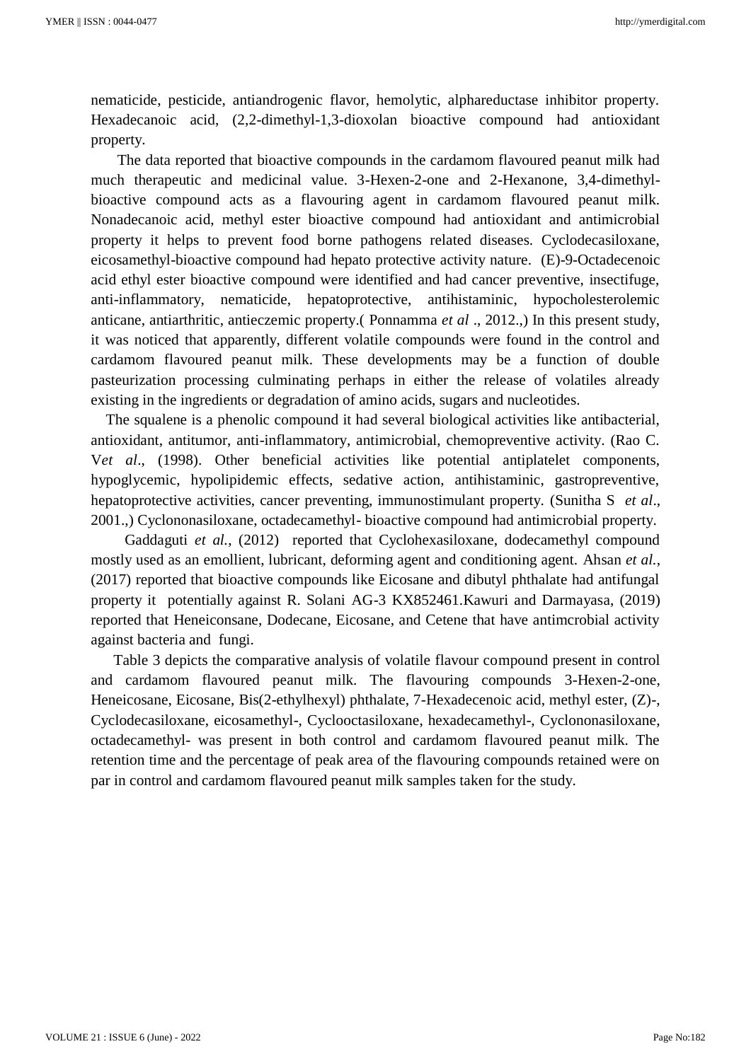nematicide, pesticide, antiandrogenic flavor, hemolytic, alphareductase inhibitor property. Hexadecanoic acid, (2,2-dimethyl-1,3-dioxolan bioactive compound had antioxidant property.

The data reported that bioactive compounds in the cardamom flavoured peanut milk had much therapeutic and medicinal value. 3-Hexen-2-one and 2-Hexanone, 3,4-dimethyl-bioactive compound acts as a flavouring agent in cardamom flavoured peanut milk. Nonadecanoic acid, methyl ester bioactive compound had antioxidant and antimicrobial property it helps to prevent food borne pathogens related diseases. Cyclodecasiloxane, eicosamethyl-bioactive compound had hepato protective activity nature. (E)-9-Octadecenoic acid ethyl ester bioactive compound were identified and had cancer preventive, insectifuge, anti-inflammatory, nematicide, hepatoprotective, antihistaminic, hypocholesterolemic anticane, antiarthritic, antieczemic property.( Ponnamma *et al* ., 2012.,) In this present study, it was noticed that apparently, different volatile compounds were found in the control and cardamom flavoured peanut milk. These developments may be a function of double pasteurization processing culminating perhaps in either the release of volatiles already existing in the ingredients or degradation of amino acids, sugars and nucleotides.

The squalene is a phenolic compound it had several biological activities like antibacterial, antioxidant, antitumor, anti-inflammatory, antimicrobial, chemopreventive activity. (Rao C. V*et al*., (1998). Other beneficial activities like potential antiplatelet components, hypoglycemic, hypolipidemic effects, sedative action, antihistaminic, gastropreventive, hepatoprotective activities, cancer preventing, immunostimulant property. (Sunitha S *et al*., 2001.,) Cyclononasiloxane, octadecamethyl- bioactive compound had antimicrobial property.

Gaddaguti *et al.*, (2012) reported that Cyclohexasiloxane, dodecamethyl compound mostly used as an emollient, lubricant, deforming agent and conditioning agent. Ahsan *et al.*, (2017) reported that bioactive compounds like Eicosane and dibutyl phthalate had antifungal property it potentially against R. Solani AG-3 KX852461.Kawuri and Darmayasa, (2019) reported that Heneiconsane, Dodecane, Eicosane, and Cetene that have antimcrobial activity against bacteria and fungi.

Table 3 depicts the comparative analysis of volatile flavour compound present in control and cardamom flavoured peanut milk. The flavouring compounds 3-Hexen-2-one, Heneicosane, Eicosane, Bis(2-ethylhexyl) phthalate, 7-Hexadecenoic acid, methyl ester, (Z)-, Cyclodecasiloxane, eicosamethyl-, Cyclooctasiloxane, hexadecamethyl-, Cyclononasiloxane, octadecamethyl- was present in both control and cardamom flavoured peanut milk. The retention time and the percentage of peak area of the flavouring compounds retained were on par in control and cardamom flavoured peanut milk samples taken for the study.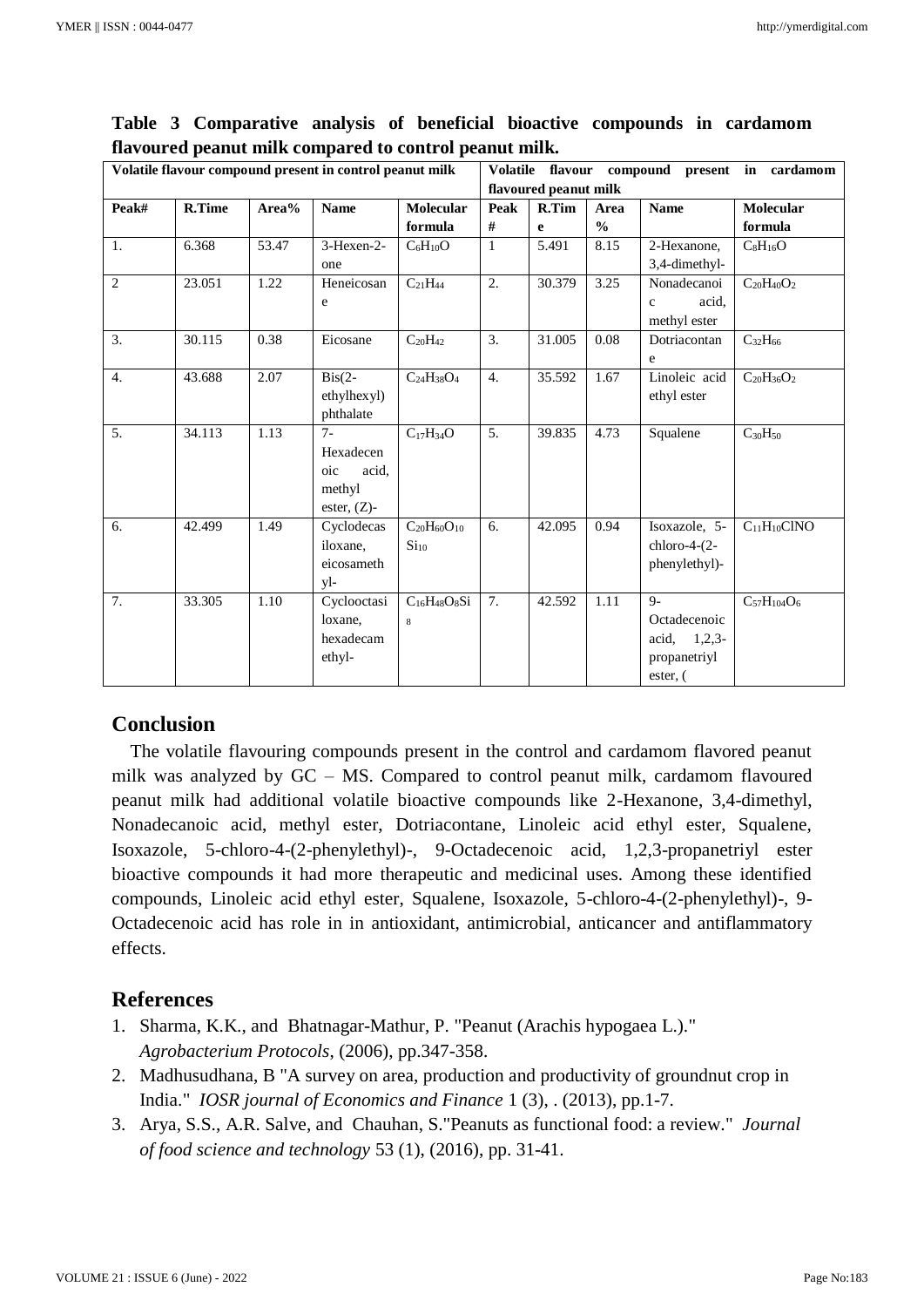**Table 3 Comparative analysis of beneficial bioactive compounds in cardamom flavoured peanut milk compared to control peanut milk.**

| Volatile flavour compound present in control peanut milk | | | | | Volatile flavour compound present in cardamom flavoured peanut milk | | | | |
|---|---|---|---|---|---|---|---|---|---|
| Peak# | R.Time | Area% | Name | Molecular formula | Peak # | R.Time | Area % | Name | Molecular formula |
| 1. | 6.368 | 53.47 | 3-Hexen-2-one | $C_6H_{10}O$ | 1 | 5.491 | 8.15 | 2-Hexanone, 3,4-dimethyl- | $C_8H_{16}O$ |
| 2 | 23.051 | 1.22 | Heneicosane | $C_{21}H_{44}$ | 2. | 30.379 | 3.25 | Nonadecanoic acid, methyl ester | $C_{20}H_{40}O_2$ |
| 3. | 30.115 | 0.38 | Eicosane | $C_{20}H_{42}$ | 3. | 31.005 | 0.08 | Dotriacontane | $C_{32}H_{66}$ |
| 4. | 43.688 | 2.07 | Bis(2-ethylhexyl) phthalate | $C_{24}H_{38}O_4$ | 4. | 35.592 | 1.67 | Linoleic acid ethyl ester | $C_{20}H_{36}O_2$ |
| 5. | 34.113 | 1.13 | 7-Hexadecenoic acid, methyl ester, (Z)- | $C_{17}H_{34}O$ | 5. | 39.835 | 4.73 | Squalene | $C_{30}H_{50}$ |
| 6. | 42.499 | 1.49 | Cyclodecasiloxane, eicosamethyl- | $C_{20}H_{60}O_{10}Si_{10}$ | 6. | 42.095 | 0.94 | Isoxazole, 5-chloro-4-(2-phenylethyl)- | $C_{11}H_{10}ClNO$ |
| 7. | 33.305 | 1.10 | Cyclooctasiloxane, hexadecamethyl- | $C_{16}H_{48}O_8Si_8$ | 7. | 42.592 | 1.11 | 9-Octadecenoic acid, 1,2,3-propanetriyl ester, ( | $C_{57}H_{104}O_6$ |

## Conclusion

The volatile flavouring compounds present in the control and cardamom flavored peanut milk was analyzed by GC – MS. Compared to control peanut milk, cardamom flavoured peanut milk had additional volatile bioactive compounds like 2-Hexanone, 3,4-dimethyl, Nonadecanoic acid, methyl ester, Dotriacontane, Linoleic acid ethyl ester, Squalene, Isoxazole, 5-chloro-4-(2-phenylethyl)-, 9-Octadecenoic acid, 1,2,3-propanetriyl ester bioactive compounds it had more therapeutic and medicinal uses. Among these identified compounds, Linoleic acid ethyl ester, Squalene, Isoxazole, 5-chloro-4-(2-phenylethyl)-, 9-Octadecenoic acid has role in in antioxidant, antimicrobial, anticancer and antiflammatory effects.

## References

1. Sharma, K.K., and Bhatnagar-Mathur, P. "Peanut (Arachis hypogaea L.)." *Agrobacterium Protocols*, (2006), pp.347-358.
2. Madhusudhana, B "A survey on area, production and productivity of groundnut crop in India." *IOSR journal of Economics and Finance* 1 (3), . (2013), pp.1-7.
3. Arya, S.S., A.R. Salve, and Chauhan, S."Peanuts as functional food: a review." *Journal of food science and technology* 53 (1), (2016), pp. 31-41.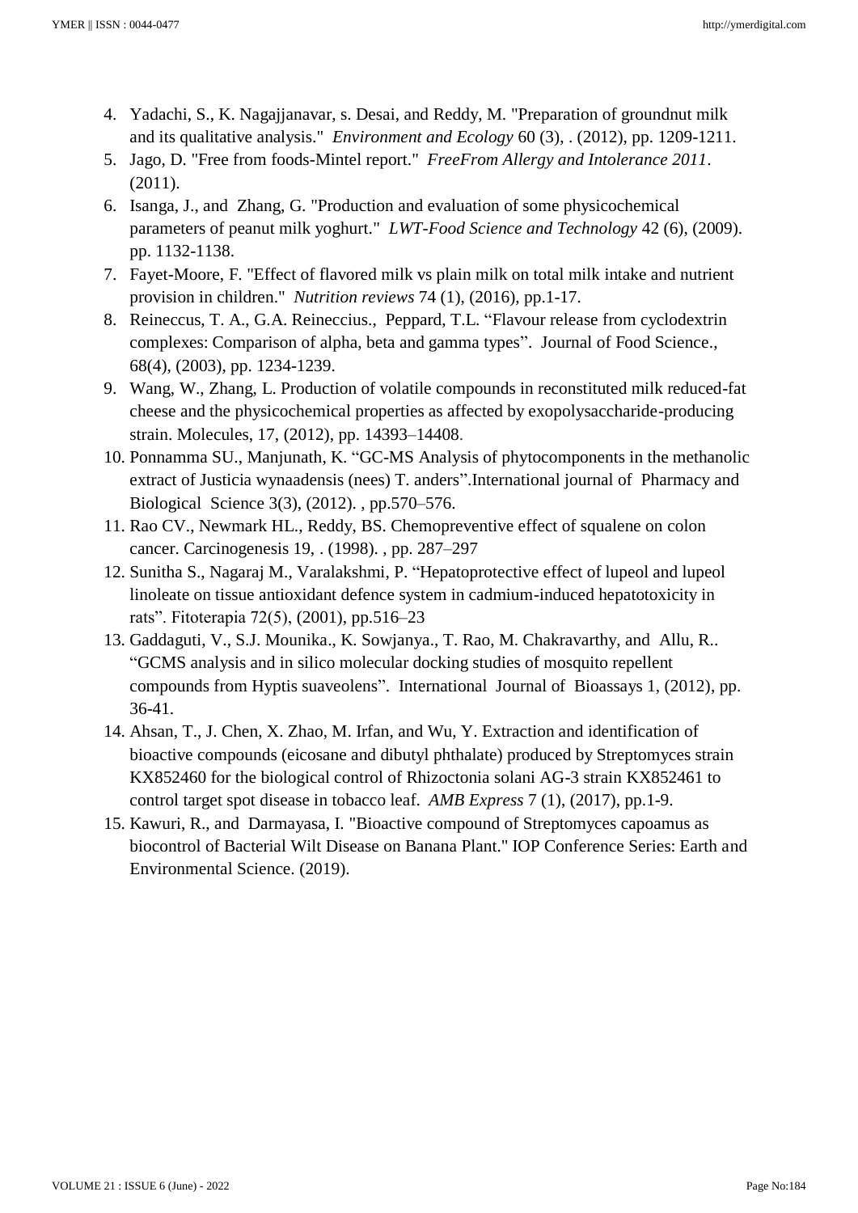4. Yadachi, S., K. Nagajjanavar, s. Desai, and Reddy, M. "Preparation of groundnut milk and its qualitative analysis." *Environment and Ecology* 60 (3), . (2012), pp. 1209-1211.
5. Jago, D. "Free from foods-Mintel report." *FreeFrom Allergy and Intolerance 2011*. (2011).
6. Isanga, J., and Zhang, G. "Production and evaluation of some physicochemical parameters of peanut milk yoghurt." *LWT-Food Science and Technology* 42 (6), (2009). pp. 1132-1138.
7. Fayet-Moore, F. "Effect of flavored milk vs plain milk on total milk intake and nutrient provision in children." *Nutrition reviews* 74 (1), (2016), pp.1-17.
8. Reineccus, T. A., G.A. Reineccius., Peppard, T.L. "Flavour release from cyclodextrin complexes: Comparison of alpha, beta and gamma types". Journal of Food Science., 68(4), (2003), pp. 1234-1239.
9. Wang, W., Zhang, L. Production of volatile compounds in reconstituted milk reduced-fat cheese and the physicochemical properties as affected by exopolysaccharide-producing strain. Molecules, 17, (2012), pp. 14393–14408.
10. Ponnamma SU., Manjunath, K. "GC-MS Analysis of phytocomponents in the methanolic extract of Justicia wynaadensis (nees) T. anders".International journal of Pharmacy and Biological Science 3(3), (2012). , pp.570–576.
11. Rao CV., Newmark HL., Reddy, BS. Chemopreventive effect of squalene on colon cancer. Carcinogenesis 19, . (1998). , pp. 287–297
12. Sunitha S., Nagaraj M., Varalakshmi, P. "Hepatoprotective effect of lupeol and lupeol linoleate on tissue antioxidant defence system in cadmium-induced hepatotoxicity in rats". Fitoterapia 72(5), (2001), pp.516–23
13. Gaddaguti, V., S.J. Mounika., K. Sowjanya., T. Rao, M. Chakravarthy, and Allu, R.. "GCMS analysis and in silico molecular docking studies of mosquito repellent compounds from Hyptis suaveolens". International Journal of Bioassays 1, (2012), pp. 36-41.
14. Ahsan, T., J. Chen, X. Zhao, M. Irfan, and Wu, Y. Extraction and identification of bioactive compounds (eicosane and dibutyl phthalate) produced by Streptomyces strain KX852460 for the biological control of Rhizoctonia solani AG-3 strain KX852461 to control target spot disease in tobacco leaf. *AMB Express* 7 (1), (2017), pp.1-9.
15. Kawuri, R., and Darmayasa, I. "Bioactive compound of Streptomyces capoamus as biocontrol of Bacterial Wilt Disease on Banana Plant." IOP Conference Series: Earth and Environmental Science. (2019).